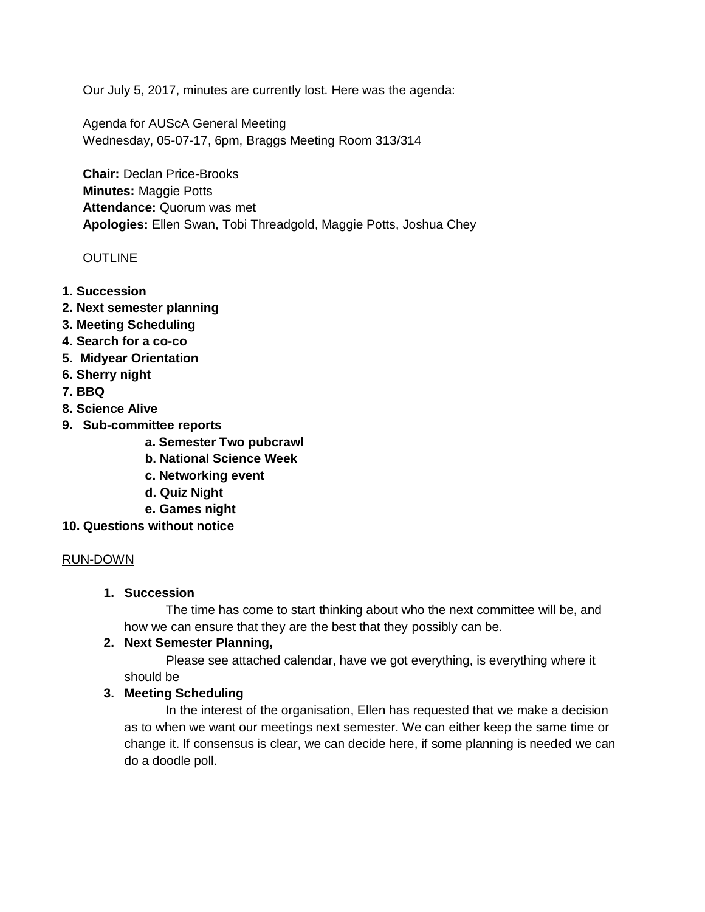Our July 5, 2017, minutes are currently lost. Here was the agenda:

Agenda for AUScA General Meeting
Wednesday, 05-07-17, 6pm, Braggs Meeting Room 313/314

**Chair:** Declan Price-Brooks
**Minutes:** Maggie Potts
**Attendance:** Quorum was met
**Apologies:** Ellen Swan, Tobi Threadgold, Maggie Potts, Joshua Chey

OUTLINE

1. **Succession**
2. **Next semester planning**
3. **Meeting Scheduling**
4. **Search for a co-co**
5. **Midyear Orientation**
6. **Sherry night**
7. **BBQ**
8. **Science Alive**
9. **Sub-committee reports**
   - a. **Semester Two pubcrawl**
   - b. **National Science Week**
   - c. **Networking event**
   - d. **Quiz Night**
   - e. **Games night**
10. **Questions without notice**

RUN-DOWN

1. **Succession**

   The time has come to start thinking about who the next committee will be, and how we can ensure that they are the best that they possibly can be.

2. **Next Semester Planning,**

   Please see attached calendar, have we got everything, is everything where it should be

3. **Meeting Scheduling**

   In the interest of the organisation, Ellen has requested that we make a decision as to when we want our meetings next semester. We can either keep the same time or change it. If consensus is clear, we can decide here, if some planning is needed we can do a doodle poll.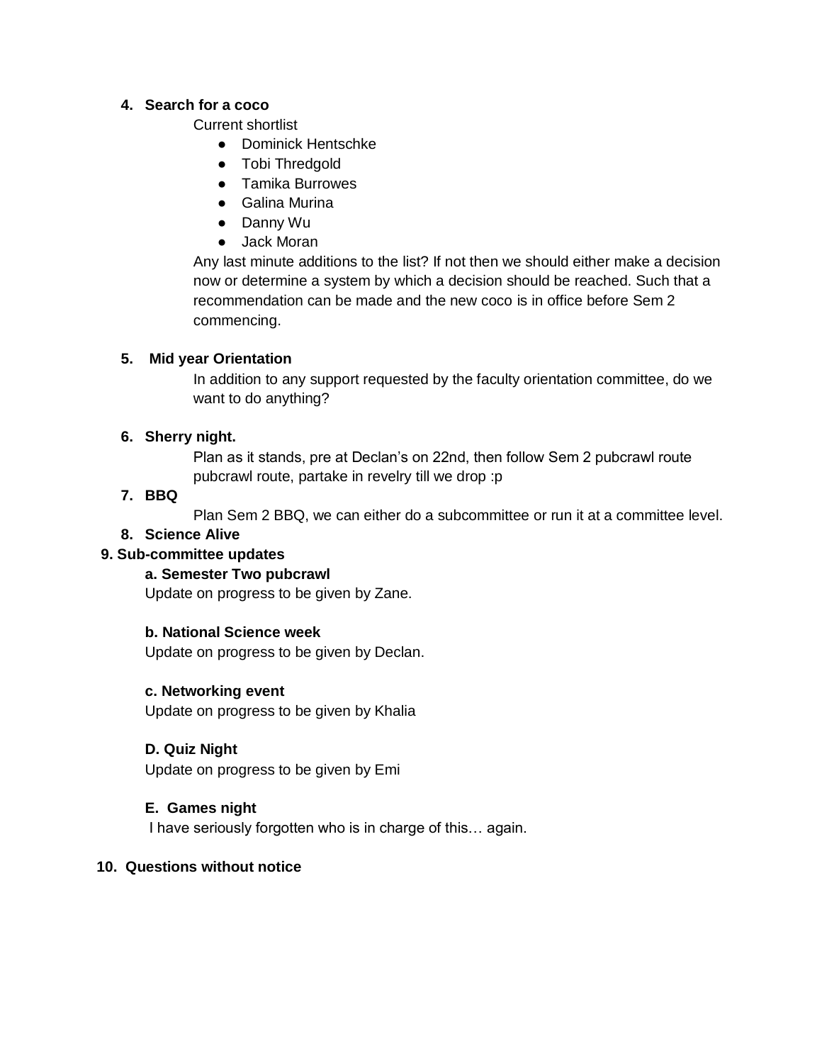4. **Search for a coco**

   Current shortlist

   - Dominick Hentschke
   - Tobi Thredgold
   - Tamika Burrowes
   - Galina Murina
   - Danny Wu
   - Jack Moran

   Any last minute additions to the list? If not then we should either make a decision now or determine a system by which a decision should be reached. Such that a recommendation can be made and the new coco is in office before Sem 2 commencing.

5. **Mid year Orientation**

   In addition to any support requested by the faculty orientation committee, do we want to do anything?

6. **Sherry night.**

   Plan as it stands, pre at Declan's on 22nd, then follow Sem 2 pubcrawl route pubcrawl route, partake in revelry till we drop :p

7. **BBQ**

   Plan Sem 2 BBQ, we can either do a subcommittee or run it at a committee level.

8. **Science Alive**

9. **Sub-committee updates**

   **a. Semester Two pubcrawl**

   Update on progress to be given by Zane.

   **b. National Science week**

   Update on progress to be given by Declan.

   **c. Networking event**

   Update on progress to be given by Khalia

   **D. Quiz Night**

   Update on progress to be given by Emi

   **E. Games night**

   I have seriously forgotten who is in charge of this… again.

10. **Questions without notice**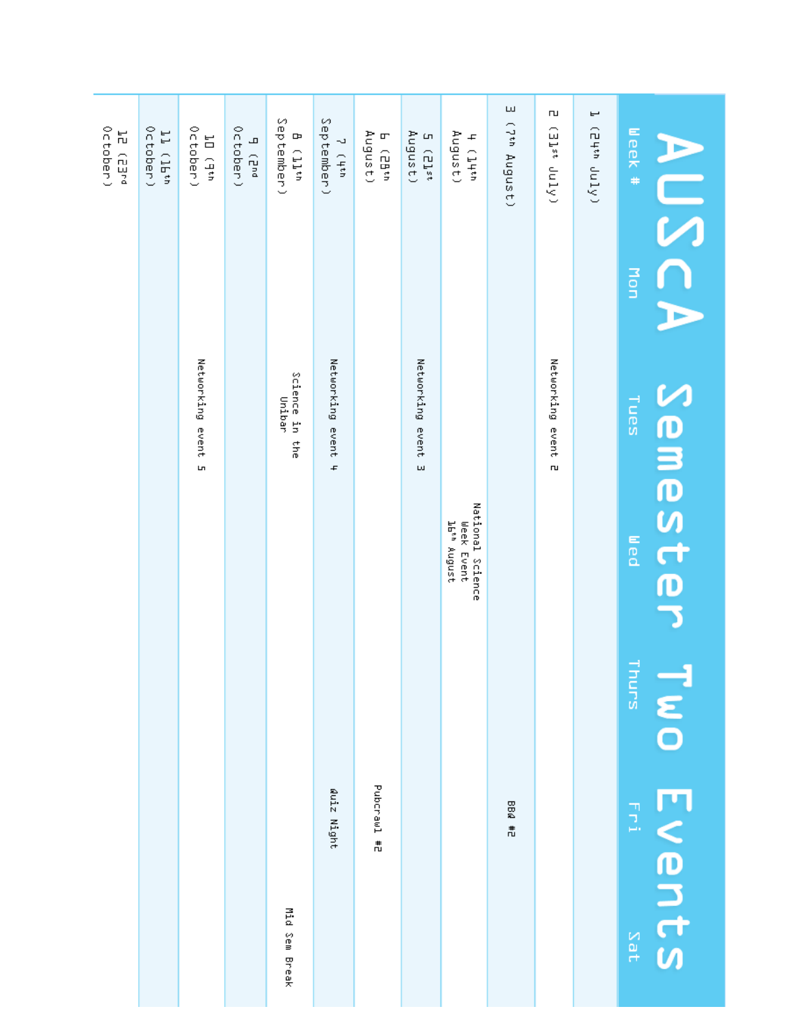# AUScA Semester Two Events

| Week # | Mon | Tues | Wed | Thurs | Fri | Sat |
| --- | --- | --- | --- | --- | --- | --- |
| 1 (24th July) | | | | | | |
| 2 (31st July) | | Networking event 2 | | | | |
| 3 (7th August) | | | | | BBQ #2 | |
| 4 (14th August) | | | National Science Week Event 16th August | | | |
| 5 (21st August) | | Networking event 3 | | | | |
| 6 (28th August) | | | | | Pubcrawl #2 | |
| 7 (4th September) | | Networking event 4 | | | Quiz Night | |
| 8 (11th September) | | Science in the Unibar | | | | Mid Sem Break |
| 9 (2nd October) | | | | | | |
| 10 (9th October) | | Networking event 5 | | | | |
| 11 (16th October) | | | | | | |
| 12 (23rd October) | | | | | | |